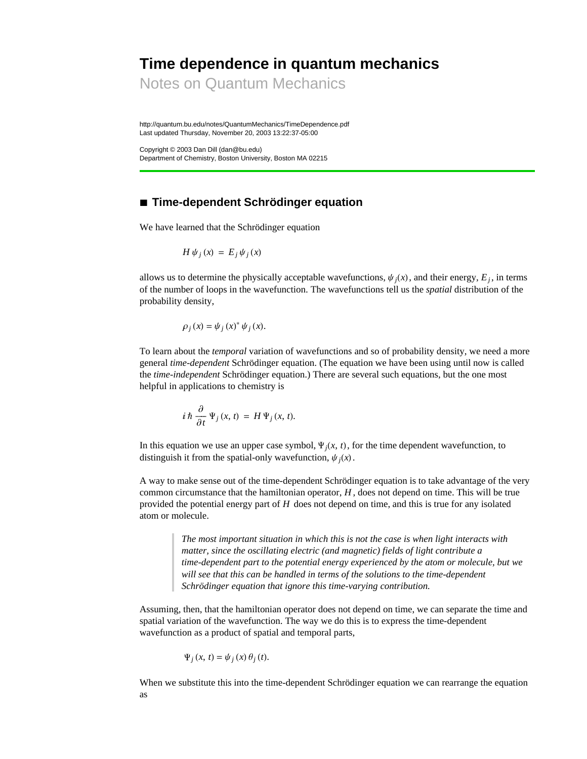# Time dependence in quantum mechanics

## Notes on Quantum Mechanics

http://quantum.bu.edu/notes/QuantumMechanics/TimeDependence.pdf
Last updated Thursday, November 20, 2003 13:22:37-05:00

Copyright © 2003 Dan Dill (dan@bu.edu)
Department of Chemistry, Boston University, Boston MA 02215

---

## ■ Time-dependent Schrödinger equation

We have learned that the Schrödinger equation

$$H\,\psi_j(x) = E_j\,\psi_j(x)$$

allows us to determine the physically acceptable wavefunctions, $\psi_j(x)$, and their energy, $E_j$, in terms of the number of loops in the wavefunction. The wavefunctions tell us the *spatial* distribution of the probability density,

$$\rho_j(x) = \psi_j(x)^*\,\psi_j(x).$$

To learn about the *temporal* variation of wavefunctions and so of probability density, we need a more general *time-dependent* Schrödinger equation. (The equation we have been using until now is called the *time-independent* Schrödinger equation.) There are several such equations, but the one most helpful in applications to chemistry is

$$i\,\hbar\,\frac{\partial}{\partial t}\,\Psi_j(x,\,t) = H\,\Psi_j(x,\,t).$$

In this equation we use an upper case symbol, $\Psi_j(x,\,t)$, for the time dependent wavefunction, to distinguish it from the spatial-only wavefunction, $\psi_j(x)$.

A way to make sense out of the time-dependent Schrödinger equation is to take advantage of the very common circumstance that the hamiltonian operator, $H$, does not depend on time. This will be true provided the potential energy part of $H$ does not depend on time, and this is true for any isolated atom or molecule.

> *The most important situation in which this is not the case is when light interacts with matter, since the oscillating electric (and magnetic) fields of light contribute a time-dependent part to the potential energy experienced by the atom or molecule, but we will see that this can be handled in terms of the solutions to the time-dependent Schrödinger equation that ignore this time-varying contribution.*

Assuming, then, that the hamiltonian operator does not depend on time, we can separate the time and spatial variation of the wavefunction. The way we do this is to express the time-dependent wavefunction as a product of spatial and temporal parts,

$$\Psi_j(x,\,t) = \psi_j(x)\,\theta_j(t).$$

When we substitute this into the time-dependent Schrödinger equation we can rearrange the equation as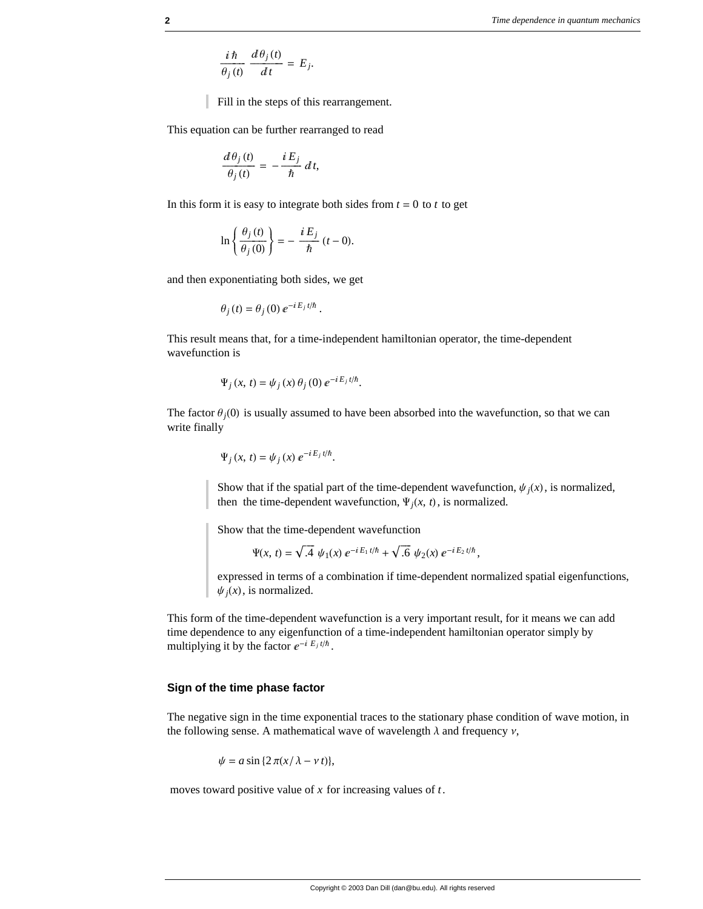$$\frac{i\hbar}{\theta_j(t)}\,\frac{d\theta_j(t)}{dt} = E_j.$$

> Fill in the steps of this rearrangement.

This equation can be further rearranged to read

$$\frac{d\theta_j(t)}{\theta_j(t)} = -\frac{i\,E_j}{\hbar}\,dt,$$

In this form it is easy to integrate both sides from $t = 0$ to $t$ to get

$$\ln\left\{\frac{\theta_j(t)}{\theta_j(0)}\right\} = -\frac{i\,E_j}{\hbar}\,(t-0).$$

and then exponentiating both sides, we get

$$\theta_j(t) = \theta_j(0)\,e^{-i\,E_j\,t/\hbar}.$$

This result means that, for a time-independent hamiltonian operator, the time-dependent wavefunction is

$$\Psi_j(x,\,t) = \psi_j(x)\,\theta_j(0)\,e^{-i\,E_j\,t/\hbar}.$$

The factor $\theta_j(0)$ is usually assumed to have been absorbed into the wavefunction, so that we can write finally

$$\Psi_j(x,\,t) = \psi_j(x)\,e^{-i\,E_j\,t/\hbar}.$$

> Show that if the spatial part of the time-dependent wavefunction, $\psi_j(x)$, is normalized, then the time-dependent wavefunction, $\Psi_j(x,\,t)$, is normalized.

> Show that the time-dependent wavefunction
>
> $$\Psi(x,\,t) = \sqrt{.4}\;\psi_1(x)\,e^{-i\,E_1\,t/\hbar} + \sqrt{.6}\;\psi_2(x)\,e^{-i\,E_2\,t/\hbar},$$
>
> expressed in terms of a combination if time-dependent normalized spatial eigenfunctions, $\psi_j(x)$, is normalized.

This form of the time-dependent wavefunction is a very important result, for it means we can add time dependence to any eigenfunction of a time-independent hamiltonian operator simply by multiplying it by the factor $e^{-i\,E_j\,t/\hbar}$.

### Sign of the time phase factor

The negative sign in the time exponential traces to the stationary phase condition of wave motion, in the following sense. A mathematical wave of wavelength $\lambda$ and frequency $\nu$,

$$\psi = a\sin\{2\,\pi(x/\lambda - \nu\,t)\},$$

moves toward positive value of $x$ for increasing values of $t$.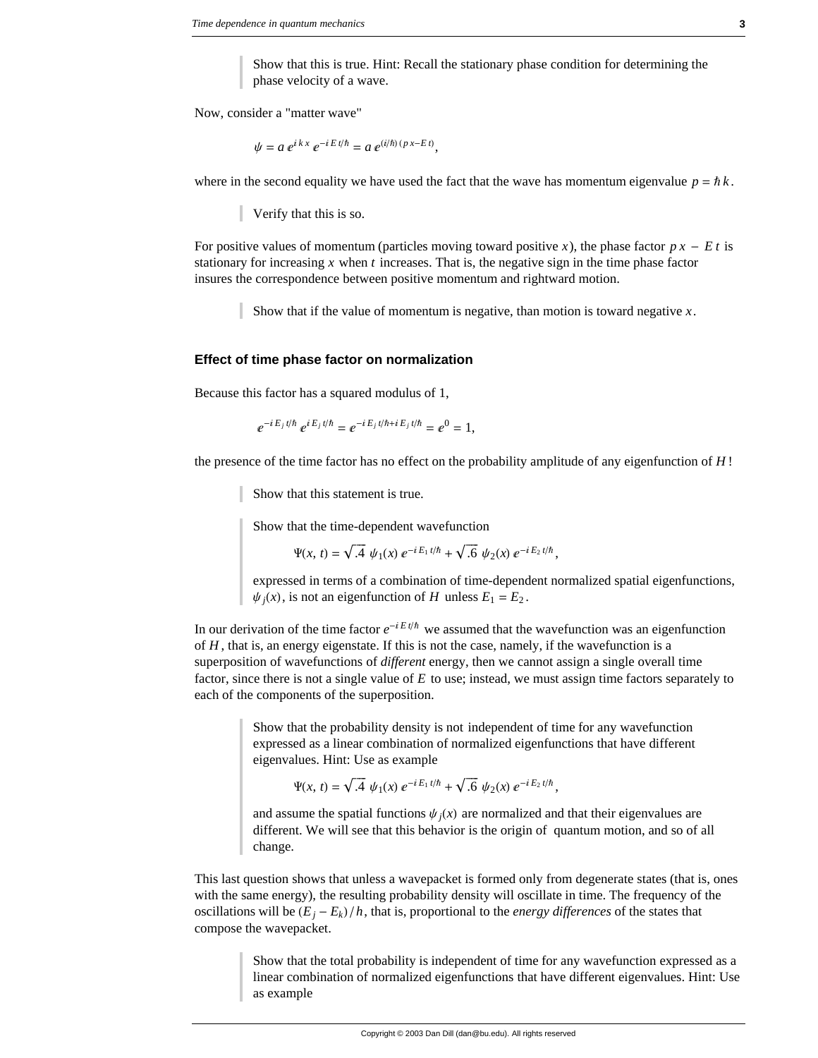> Show that this is true. Hint: Recall the stationary phase condition for determining the phase velocity of a wave.

Now, consider a "matter wave"

$$\psi = a\, e^{i k x}\, e^{-i E t/\hbar} = a\, e^{(i/\hbar)(p x - E t)},$$

where in the second equality we have used the fact that the wave has momentum eigenvalue $p = \hbar k$.

> Verify that this is so.

For positive values of momentum (particles moving toward positive $x$), the phase factor $p x - E t$ is stationary for increasing $x$ when $t$ increases. That is, the negative sign in the time phase factor insures the correspondence between positive momentum and rightward motion.

> Show that if the value of momentum is negative, than motion is toward negative $x$.

### Effect of time phase factor on normalization

Because this factor has a squared modulus of 1,

$$e^{-i E_j t/\hbar}\, e^{i E_j t/\hbar} = e^{-i E_j t/\hbar + i E_j t/\hbar} = e^0 = 1,$$

the presence of the time factor has no effect on the probability amplitude of any eigenfunction of $H$!

> Show that this statement is true.

> Show that the time-dependent wavefunction
>
> $$\Psi(x, t) = \sqrt{.4}\, \psi_1(x)\, e^{-i E_1 t/\hbar} + \sqrt{.6}\, \psi_2(x)\, e^{-i E_2 t/\hbar},$$
>
> expressed in terms of a combination of time-dependent normalized spatial eigenfunctions, $\psi_j(x)$, is not an eigenfunction of $H$ unless $E_1 = E_2$.

In our derivation of the time factor $e^{-i E t/\hbar}$ we assumed that the wavefunction was an eigenfunction of $H$, that is, an energy eigenstate. If this is not the case, namely, if the wavefunction is a superposition of wavefunctions of *different* energy, then we cannot assign a single overall time factor, since there is not a single value of $E$ to use; instead, we must assign time factors separately to each of the components of the superposition.

> Show that the probability density is not independent of time for any wavefunction expressed as a linear combination of normalized eigenfunctions that have different eigenvalues. Hint: Use as example
>
> $$\Psi(x, t) = \sqrt{.4}\, \psi_1(x)\, e^{-i E_1 t/\hbar} + \sqrt{.6}\, \psi_2(x)\, e^{-i E_2 t/\hbar},$$
>
> and assume the spatial functions $\psi_j(x)$ are normalized and that their eigenvalues are different. We will see that this behavior is the origin of quantum motion, and so of all change.

This last question shows that unless a wavepacket is formed only from degenerate states (that is, ones with the same energy), the resulting probability density will oscillate in time. The frequency of the oscillations will be $(E_j - E_k)/h$, that is, proportional to the *energy differences* of the states that compose the wavepacket.

> Show that the total probability is independent of time for any wavefunction expressed as a linear combination of normalized eigenfunctions that have different eigenvalues. Hint: Use as example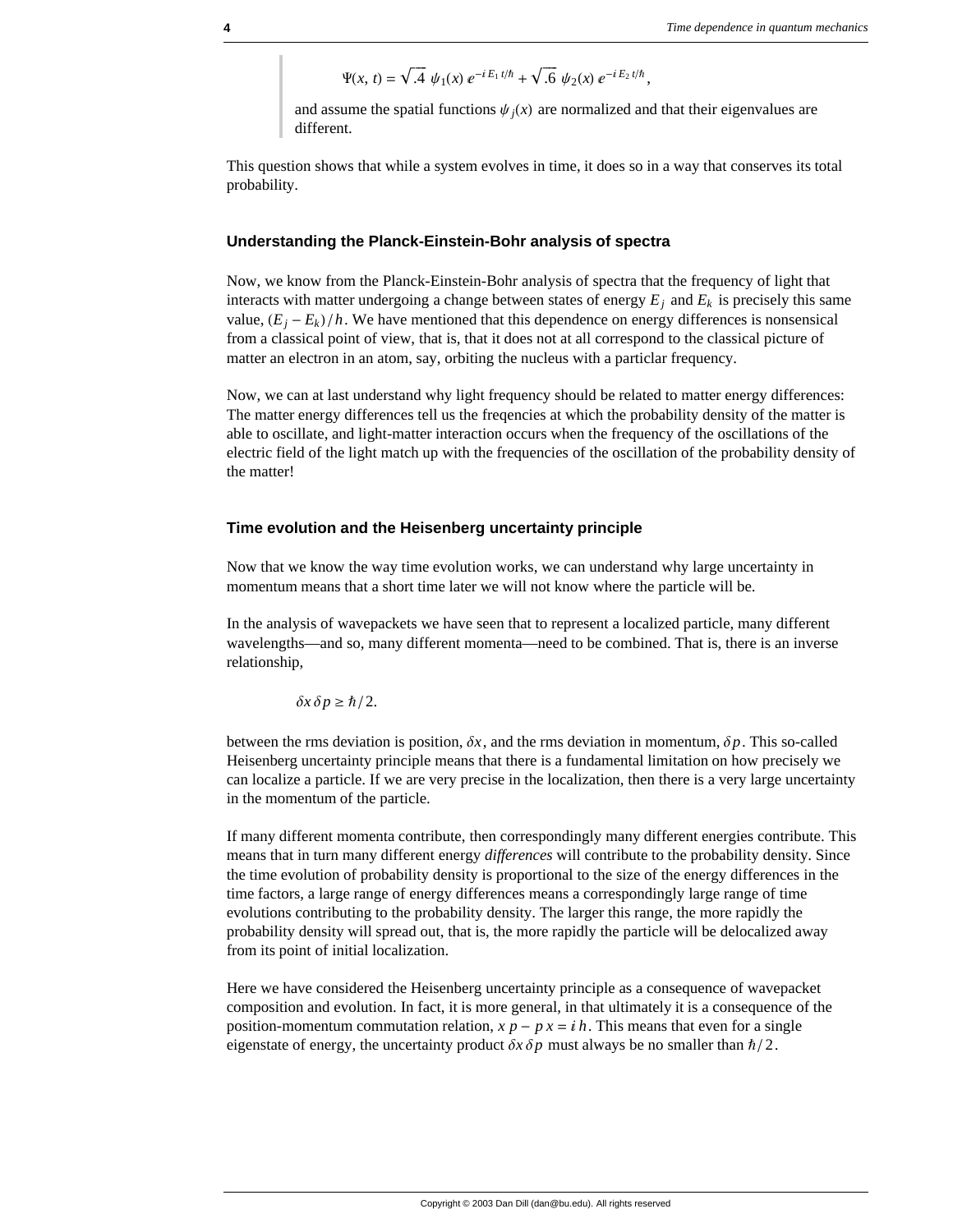> $$\Psi(x,\,t) = \sqrt{.4}\;\psi_1(x)\,e^{-i\,E_1\,t/\hbar} + \sqrt{.6}\;\psi_2(x)\,e^{-i\,E_2\,t/\hbar},$$
>
> and assume the spatial functions $\psi_j(x)$ are normalized and that their eigenvalues are different.

This question shows that while a system evolves in time, it does so in a way that conserves its total probability.

### Understanding the Planck-Einstein-Bohr analysis of spectra

Now, we know from the Planck-Einstein-Bohr analysis of spectra that the frequency of light that interacts with matter undergoing a change between states of energy $E_j$ and $E_k$ is precisely this same value, $(E_j - E_k)/h$. We have mentioned that this dependence on energy differences is nonsensical from a classical point of view, that is, that it does not at all correspond to the classical picture of matter an electron in an atom, say, orbiting the nucleus with a particlar frequency.

Now, we can at last understand why light frequency should be related to matter energy differences: The matter energy differences tell us the freqencies at which the probability density of the matter is able to oscillate, and light-matter interaction occurs when the frequency of the oscillations of the electric field of the light match up with the frequencies of the oscillation of the probability density of the matter!

### Time evolution and the Heisenberg uncertainty principle

Now that we know the way time evolution works, we can understand why large uncertainty in momentum means that a short time later we will not know where the particle will be.

In the analysis of wavepackets we have seen that to represent a localized particle, many different wavelengths—and so, many different momenta—need to be combined. That is, there is an inverse relationship,

$$\delta x\,\delta p \geq \hbar/2.$$

between the rms deviation is position, $\delta x$, and the rms deviation in momentum, $\delta p$. This so-called Heisenberg uncertainty principle means that there is a fundamental limitation on how precisely we can localize a particle. If we are very precise in the localization, then there is a very large uncertainty in the momentum of the particle.

If many different momenta contribute, then correspondingly many different energies contribute. This means that in turn many different energy *differences* will contribute to the probability density. Since the time evolution of probability density is proportional to the size of the energy differences in the time factors, a large range of energy differences means a correspondingly large range of time evolutions contributing to the probability density. The larger this range, the more rapidly the probability density will spread out, that is, the more rapidly the particle will be delocalized away from its point of initial localization.

Here we have considered the Heisenberg uncertainty principle as a consequence of wavepacket composition and evolution. In fact, it is more general, in that ultimately it is a consequence of the position-momentum commutation relation, $x\,p - p\,x = i\,h$. This means that even for a single eigenstate of energy, the uncertainty product $\delta x\,\delta p$ must always be no smaller than $\hbar/2$.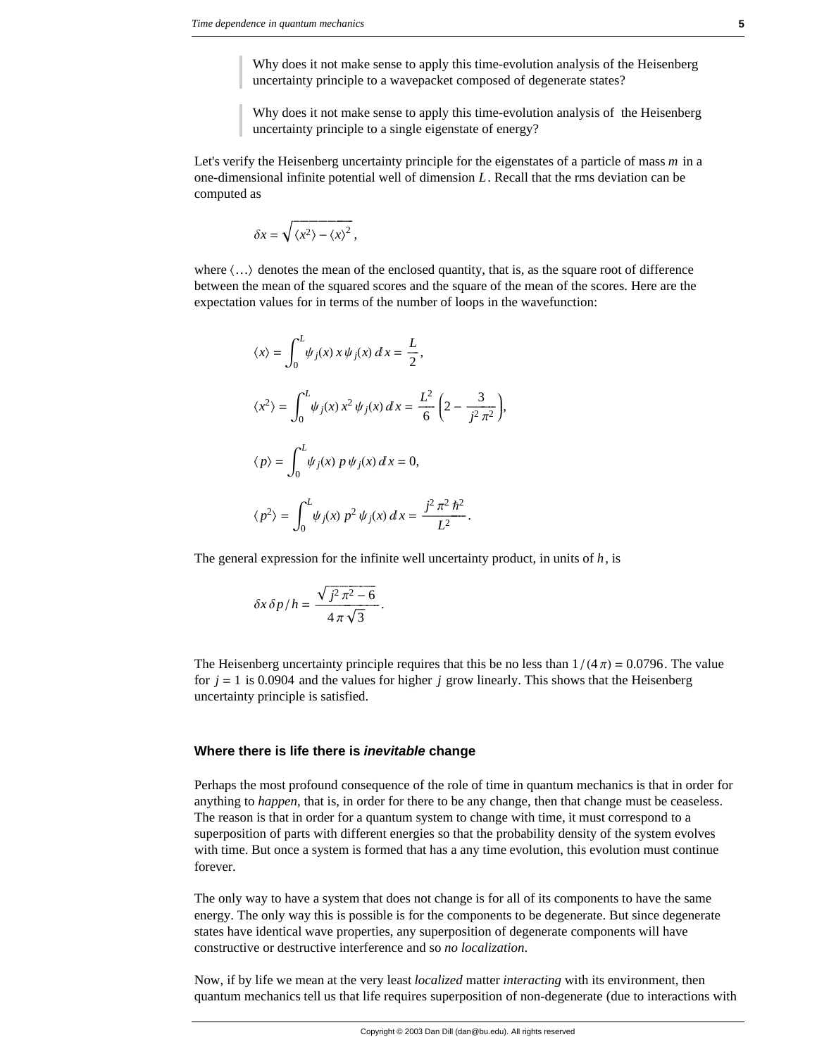> Why does it not make sense to apply this time-evolution analysis of the Heisenberg uncertainty principle to a wavepacket composed of degenerate states?

> Why does it not make sense to apply this time-evolution analysis of the Heisenberg uncertainty principle to a single eigenstate of energy?

Let's verify the Heisenberg uncertainty principle for the eigenstates of a particle of mass $m$ in a one-dimensional infinite potential well of dimension $L$. Recall that the rms deviation can be computed as

$$\delta x = \sqrt{\langle x^2 \rangle - \langle x \rangle^2},$$

where $\langle \ldots \rangle$ denotes the mean of the enclosed quantity, that is, as the square root of difference between the mean of the squared scores and the square of the mean of the scores. Here are the expectation values for in terms of the number of loops in the wavefunction:

$$\langle x \rangle = \int_0^L \psi_j(x)\, x\, \psi_j(x)\, dx = \frac{L}{2},$$

$$\langle x^2 \rangle = \int_0^L \psi_j(x)\, x^2\, \psi_j(x)\, dx = \frac{L^2}{6}\left(2 - \frac{3}{j^2 \pi^2}\right),$$

$$\langle p \rangle = \int_0^L \psi_j(x)\, p\, \psi_j(x)\, dx = 0,$$

$$\langle p^2 \rangle = \int_0^L \psi_j(x)\, p^2\, \psi_j(x)\, dx = \frac{j^2 \pi^2 \hbar^2}{L^2}.$$

The general expression for the infinite well uncertainty product, in units of $h$, is

$$\delta x\, \delta p / h = \frac{\sqrt{j^2 \pi^2 - 6}}{4 \pi \sqrt{3}}.$$

The Heisenberg uncertainty principle requires that this be no less than $1/(4\pi) = 0.0796$. The value for $j = 1$ is $0.0904$ and the values for higher $j$ grow linearly. This shows that the Heisenberg uncertainty principle is satisfied.

### Where there is life there is *inevitable* change

Perhaps the most profound consequence of the role of time in quantum mechanics is that in order for anything to *happen*, that is, in order for there to be any change, then that change must be ceaseless. The reason is that in order for a quantum system to change with time, it must correspond to a superposition of parts with different energies so that the probability density of the system evolves with time. But once a system is formed that has a any time evolution, this evolution must continue forever.

The only way to have a system that does not change is for all of its components to have the same energy. The only way this is possible is for the components to be degenerate. But since degenerate states have identical wave properties, any superposition of degenerate components will have constructive or destructive interference and so *no localization*.

Now, if by life we mean at the very least *localized* matter *interacting* with its environment, then quantum mechanics tell us that life requires superposition of non-degenerate (due to interactions with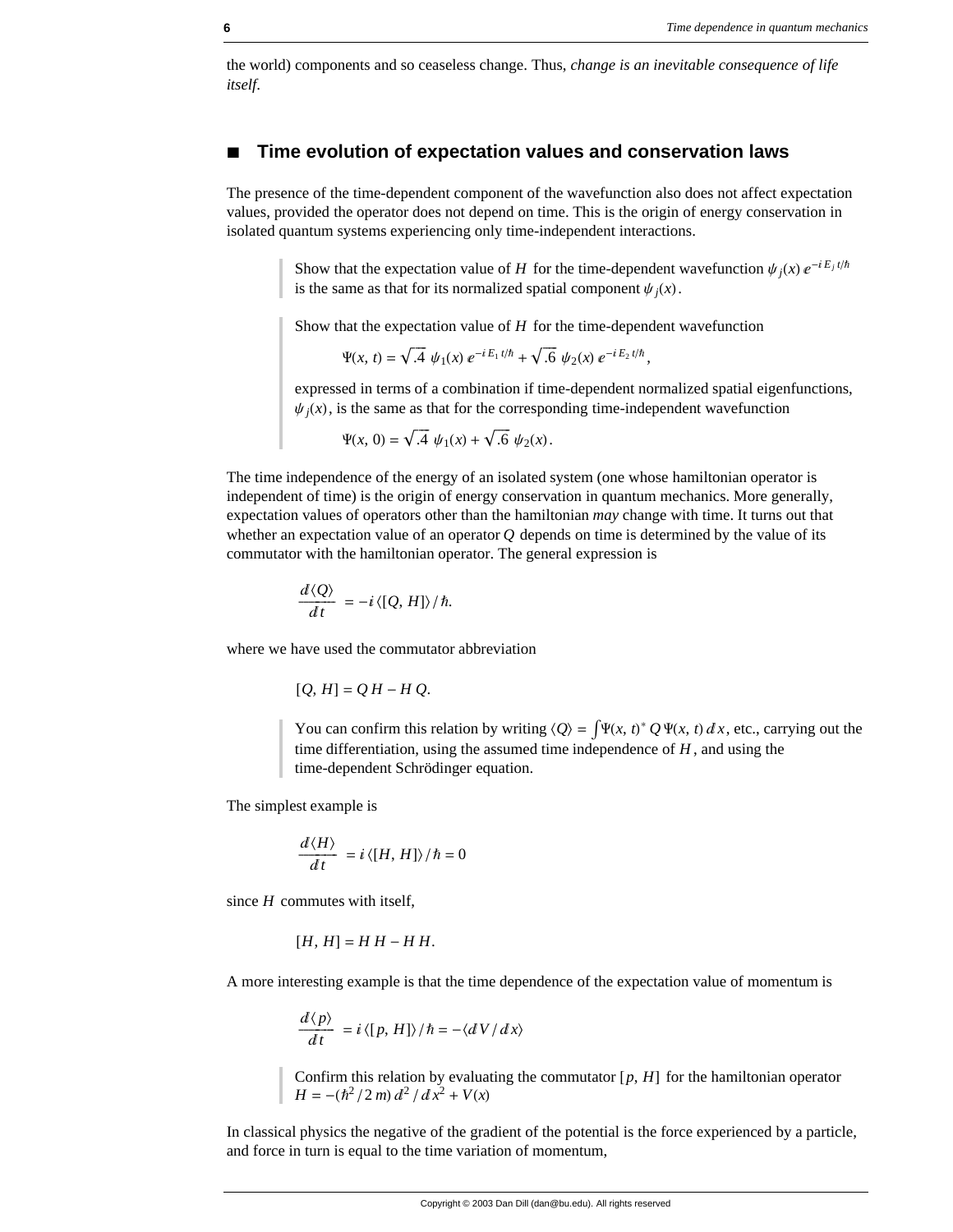the world) components and so ceaseless change. Thus, *change is an inevitable consequence of life itself*.

## ■ Time evolution of expectation values and conservation laws

The presence of the time-dependent component of the wavefunction also does not affect expectation values, provided the operator does not depend on time. This is the origin of energy conservation in isolated quantum systems experiencing only time-independent interactions.

> Show that the expectation value of $H$ for the time-dependent wavefunction $\psi_j(x)\, e^{-i E_j t/\hbar}$ is the same as that for its normalized spatial component $\psi_j(x)$.

> Show that the expectation value of $H$ for the time-dependent wavefunction
>
> $$\Psi(x, t) = \sqrt{.4}\ \psi_1(x)\, e^{-i E_1 t/\hbar} + \sqrt{.6}\ \psi_2(x)\, e^{-i E_2 t/\hbar},$$
>
> expressed in terms of a combination if time-dependent normalized spatial eigenfunctions, $\psi_j(x)$, is the same as that for the corresponding time-independent wavefunction
>
> $$\Psi(x, 0) = \sqrt{.4}\ \psi_1(x) + \sqrt{.6}\ \psi_2(x).$$

The time independence of the energy of an isolated system (one whose hamiltonian operator is independent of time) is the origin of energy conservation in quantum mechanics. More generally, expectation values of operators other than the hamiltonian *may* change with time. It turns out that whether an expectation value of an operator $Q$ depends on time is determined by the value of its commutator with the hamiltonian operator. The general expression is

$$\frac{d\langle Q\rangle}{dt} = -i\,\langle [Q, H]\rangle / \hbar.$$

where we have used the commutator abbreviation

$$[Q, H] = Q\,H - H\,Q.$$

> You can confirm this relation by writing $\langle Q\rangle = \int \Psi(x, t)^*\, Q\, \Psi(x, t)\, dx$, etc., carrying out the time differentiation, using the assumed time independence of $H$, and using the time-dependent Schrödinger equation.

The simplest example is

$$\frac{d\langle H\rangle}{dt} = i\,\langle [H, H]\rangle / \hbar = 0$$

since $H$ commutes with itself,

$$[H, H] = H\,H - H\,H.$$

A more interesting example is that the time dependence of the expectation value of momentum is

$$\frac{d\langle p\rangle}{dt} = i\,\langle [p, H]\rangle / \hbar = -\langle dV / dx\rangle$$

> Confirm this relation by evaluating the commutator $[p, H]$ for the hamiltonian operator $H = -(\hbar^2 / 2\,m)\, d^2 / dx^2 + V(x)$

In classical physics the negative of the gradient of the potential is the force experienced by a particle, and force in turn is equal to the time variation of momentum,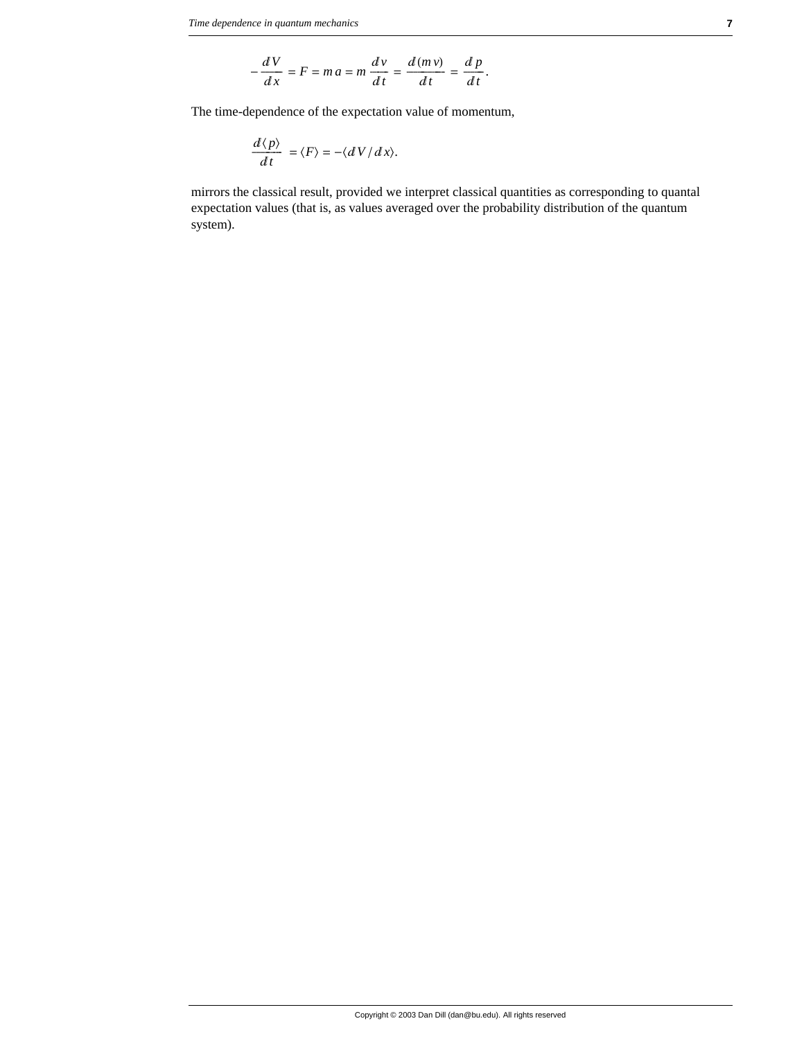$$-\frac{dV}{dx} = F = m\,a = m\,\frac{dv}{dt} = \frac{d(m\,v)}{dt} = \frac{dp}{dt}.$$

The time-dependence of the expectation value of momentum,

$$\frac{d\langle p\rangle}{dt} = \langle F\rangle = -\langle dV/dx\rangle.$$

mirrors the classical result, provided we interpret classical quantities as corresponding to quantal expectation values (that is, as values averaged over the probability distribution of the quantum system).